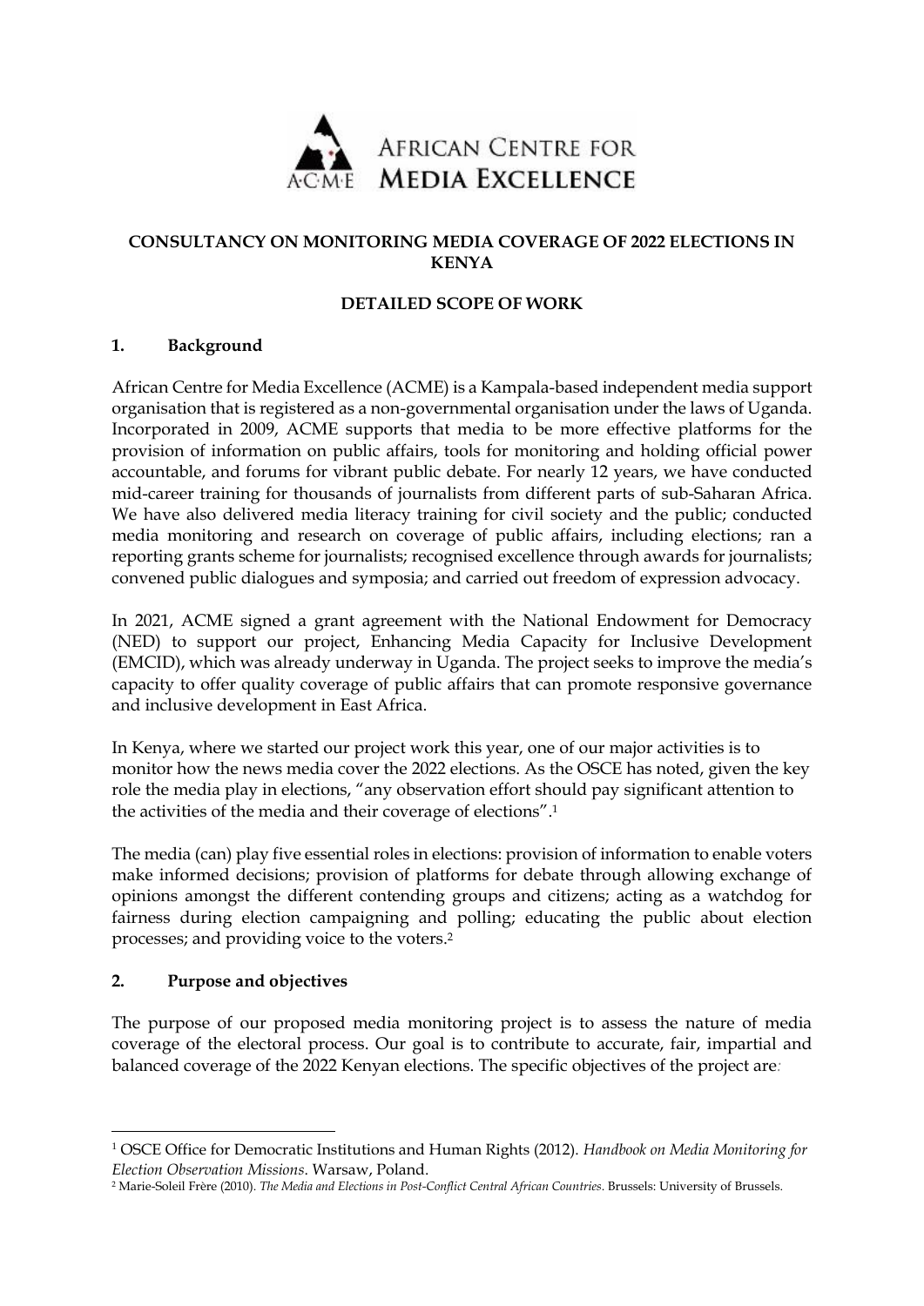African Centre for Media Excellence

**CONSULTANCY ON MONITORING MEDIA COVERAGE OF 2022 ELECTIONS IN KENYA**

**DETAILED SCOPE OF WORK**

## 1. Background

African Centre for Media Excellence (ACME) is a Kampala-based independent media support organisation that is registered as a non-governmental organisation under the laws of Uganda. Incorporated in 2009, ACME supports that media to be more effective platforms for the provision of information on public affairs, tools for monitoring and holding official power accountable, and forums for vibrant public debate. For nearly 12 years, we have conducted mid-career training for thousands of journalists from different parts of sub-Saharan Africa. We have also delivered media literacy training for civil society and the public; conducted media monitoring and research on coverage of public affairs, including elections; ran a reporting grants scheme for journalists; recognised excellence through awards for journalists; convened public dialogues and symposia; and carried out freedom of expression advocacy.

In 2021, ACME signed a grant agreement with the National Endowment for Democracy (NED) to support our project, Enhancing Media Capacity for Inclusive Development (EMCID), which was already underway in Uganda. The project seeks to improve the media's capacity to offer quality coverage of public affairs that can promote responsive governance and inclusive development in East Africa.

In Kenya, where we started our project work this year, one of our major activities is to monitor how the news media cover the 2022 elections. As the OSCE has noted, given the key role the media play in elections, "any observation effort should pay significant attention to the activities of the media and their coverage of elections".[1]

The media (can) play five essential roles in elections: provision of information to enable voters make informed decisions; provision of platforms for debate through allowing exchange of opinions amongst the different contending groups and citizens; acting as a watchdog for fairness during election campaigning and polling; educating the public about election processes; and providing voice to the voters.[2]

## 2. Purpose and objectives

The purpose of our proposed media monitoring project is to assess the nature of media coverage of the electoral process. Our goal is to contribute to accurate, fair, impartial and balanced coverage of the 2022 Kenyan elections. The specific objectives of the project are:

---

[1] OSCE Office for Democratic Institutions and Human Rights (2012). *Handbook on Media Monitoring for Election Observation Missions*. Warsaw, Poland.

[2] Marie-Soleil Frère (2010). *The Media and Elections in Post-Conflict Central African Countries*. Brussels: University of Brussels.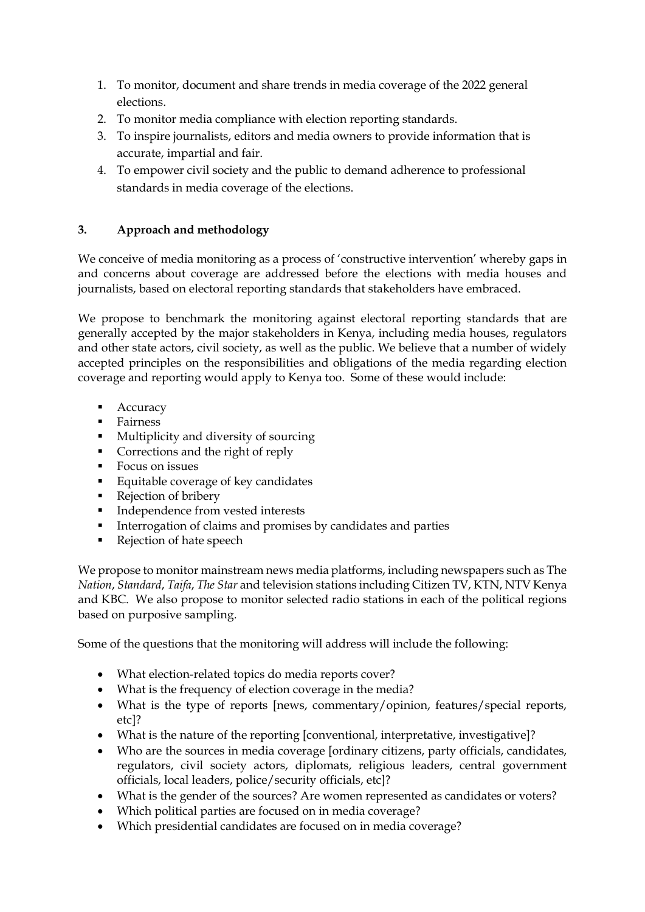1. To monitor, document and share trends in media coverage of the 2022 general elections.
2. To monitor media compliance with election reporting standards.
3. To inspire journalists, editors and media owners to provide information that is accurate, impartial and fair.
4. To empower civil society and the public to demand adherence to professional standards in media coverage of the elections.

## 3. Approach and methodology

We conceive of media monitoring as a process of 'constructive intervention' whereby gaps in and concerns about coverage are addressed before the elections with media houses and journalists, based on electoral reporting standards that stakeholders have embraced.

We propose to benchmark the monitoring against electoral reporting standards that are generally accepted by the major stakeholders in Kenya, including media houses, regulators and other state actors, civil society, as well as the public. We believe that a number of widely accepted principles on the responsibilities and obligations of the media regarding election coverage and reporting would apply to Kenya too. Some of these would include:

- Accuracy
- Fairness
- Multiplicity and diversity of sourcing
- Corrections and the right of reply
- Focus on issues
- Equitable coverage of key candidates
- Rejection of bribery
- Independence from vested interests
- Interrogation of claims and promises by candidates and parties
- Rejection of hate speech

We propose to monitor mainstream news media platforms, including newspapers such as The *Nation*, *Standard*, *Taifa*, *The Star* and television stations including Citizen TV, KTN, NTV Kenya and KBC. We also propose to monitor selected radio stations in each of the political regions based on purposive sampling.

Some of the questions that the monitoring will address will include the following:

- What election-related topics do media reports cover?
- What is the frequency of election coverage in the media?
- What is the type of reports [news, commentary/opinion, features/special reports, etc]?
- What is the nature of the reporting [conventional, interpretative, investigative]?
- Who are the sources in media coverage [ordinary citizens, party officials, candidates, regulators, civil society actors, diplomats, religious leaders, central government officials, local leaders, police/security officials, etc]?
- What is the gender of the sources? Are women represented as candidates or voters?
- Which political parties are focused on in media coverage?
- Which presidential candidates are focused on in media coverage?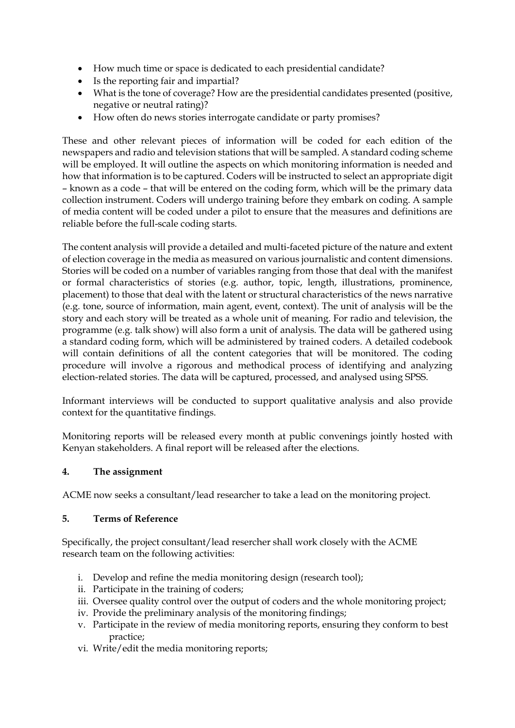- How much time or space is dedicated to each presidential candidate?
- Is the reporting fair and impartial?
- What is the tone of coverage? How are the presidential candidates presented (positive, negative or neutral rating)?
- How often do news stories interrogate candidate or party promises?

These and other relevant pieces of information will be coded for each edition of the newspapers and radio and television stations that will be sampled. A standard coding scheme will be employed. It will outline the aspects on which monitoring information is needed and how that information is to be captured. Coders will be instructed to select an appropriate digit – known as a code – that will be entered on the coding form, which will be the primary data collection instrument. Coders will undergo training before they embark on coding. A sample of media content will be coded under a pilot to ensure that the measures and definitions are reliable before the full-scale coding starts.

The content analysis will provide a detailed and multi-faceted picture of the nature and extent of election coverage in the media as measured on various journalistic and content dimensions. Stories will be coded on a number of variables ranging from those that deal with the manifest or formal characteristics of stories (e.g. author, topic, length, illustrations, prominence, placement) to those that deal with the latent or structural characteristics of the news narrative (e.g. tone, source of information, main agent, event, context). The unit of analysis will be the story and each story will be treated as a whole unit of meaning. For radio and television, the programme (e.g. talk show) will also form a unit of analysis. The data will be gathered using a standard coding form, which will be administered by trained coders. A detailed codebook will contain definitions of all the content categories that will be monitored. The coding procedure will involve a rigorous and methodical process of identifying and analyzing election-related stories. The data will be captured, processed, and analysed using SPSS.

Informant interviews will be conducted to support qualitative analysis and also provide context for the quantitative findings.

Monitoring reports will be released every month at public convenings jointly hosted with Kenyan stakeholders. A final report will be released after the elections.

## 4. The assignment

ACME now seeks a consultant/lead researcher to take a lead on the monitoring project.

## 5. Terms of Reference

Specifically, the project consultant/lead resercher shall work closely with the ACME research team on the following activities:

i. Develop and refine the media monitoring design (research tool);
ii. Participate in the training of coders;
iii. Oversee quality control over the output of coders and the whole monitoring project;
iv. Provide the preliminary analysis of the monitoring findings;
v. Participate in the review of media monitoring reports, ensuring they conform to best practice;
vi. Write/edit the media monitoring reports;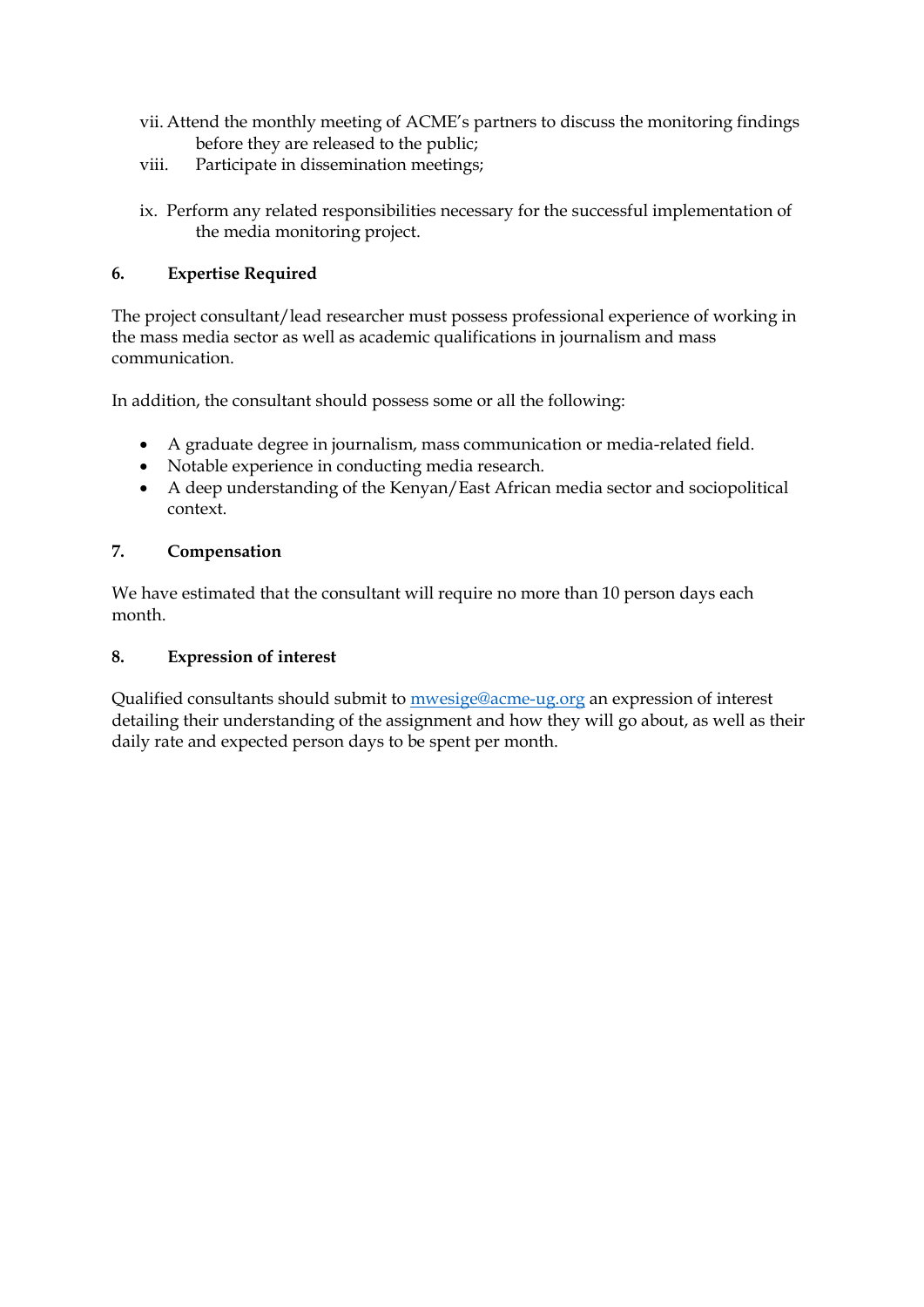vii. Attend the monthly meeting of ACME's partners to discuss the monitoring findings before they are released to the public;

viii. Participate in dissemination meetings;

ix. Perform any related responsibilities necessary for the successful implementation of the media monitoring project.

**6. Expertise Required**

The project consultant/lead researcher must possess professional experience of working in the mass media sector as well as academic qualifications in journalism and mass communication.

In addition, the consultant should possess some or all the following:

- A graduate degree in journalism, mass communication or media-related field.
- Notable experience in conducting media research.
- A deep understanding of the Kenyan/East African media sector and sociopolitical context.

**7. Compensation**

We have estimated that the consultant will require no more than 10 person days each month.

**8. Expression of interest**

Qualified consultants should submit to mwesige@acme-ug.org an expression of interest detailing their understanding of the assignment and how they will go about, as well as their daily rate and expected person days to be spent per month.